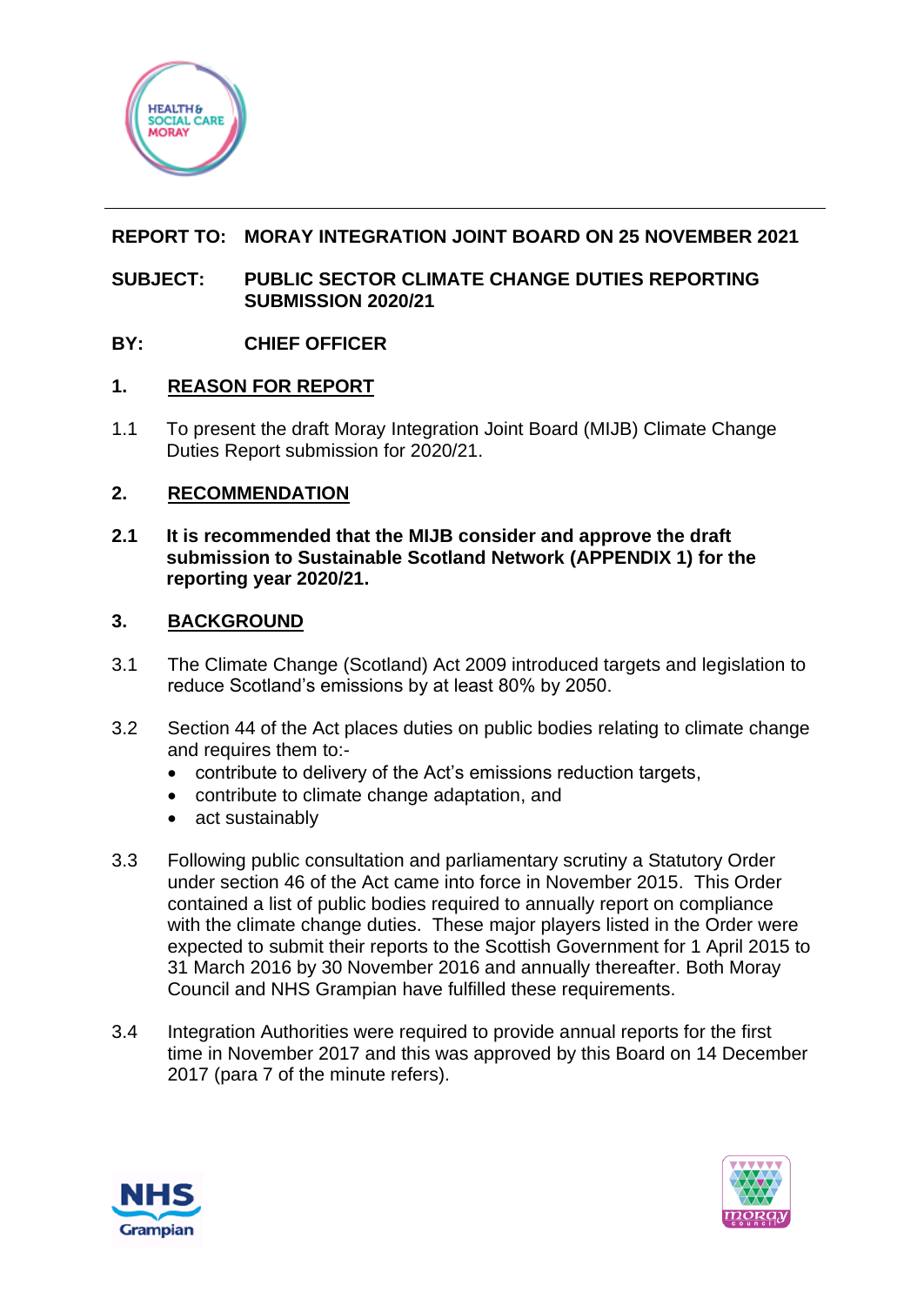**REPORT TO:** **MORAY INTEGRATION JOINT BOARD ON 25 NOVEMBER 2021**

**SUBJECT:** **PUBLIC SECTOR CLIMATE CHANGE DUTIES REPORTING SUBMISSION 2020/21**

**BY:** **CHIEF OFFICER**

## 1. REASON FOR REPORT

1.1 To present the draft Moray Integration Joint Board (MIJB) Climate Change Duties Report submission for 2020/21.

## 2. RECOMMENDATION

**2.1 It is recommended that the MIJB consider and approve the draft submission to Sustainable Scotland Network (APPENDIX 1) for the reporting year 2020/21.**

## 3. BACKGROUND

3.1 The Climate Change (Scotland) Act 2009 introduced targets and legislation to reduce Scotland's emissions by at least 80% by 2050.

3.2 Section 44 of the Act places duties on public bodies relating to climate change and requires them to:-

- contribute to delivery of the Act's emissions reduction targets,
- contribute to climate change adaptation, and
- act sustainably

3.3 Following public consultation and parliamentary scrutiny a Statutory Order under section 46 of the Act came into force in November 2015. This Order contained a list of public bodies required to annually report on compliance with the climate change duties. These major players listed in the Order were expected to submit their reports to the Scottish Government for 1 April 2015 to 31 March 2016 by 30 November 2016 and annually thereafter. Both Moray Council and NHS Grampian have fulfilled these requirements.

3.4 Integration Authorities were required to provide annual reports for the first time in November 2017 and this was approved by this Board on 14 December 2017 (para 7 of the minute refers).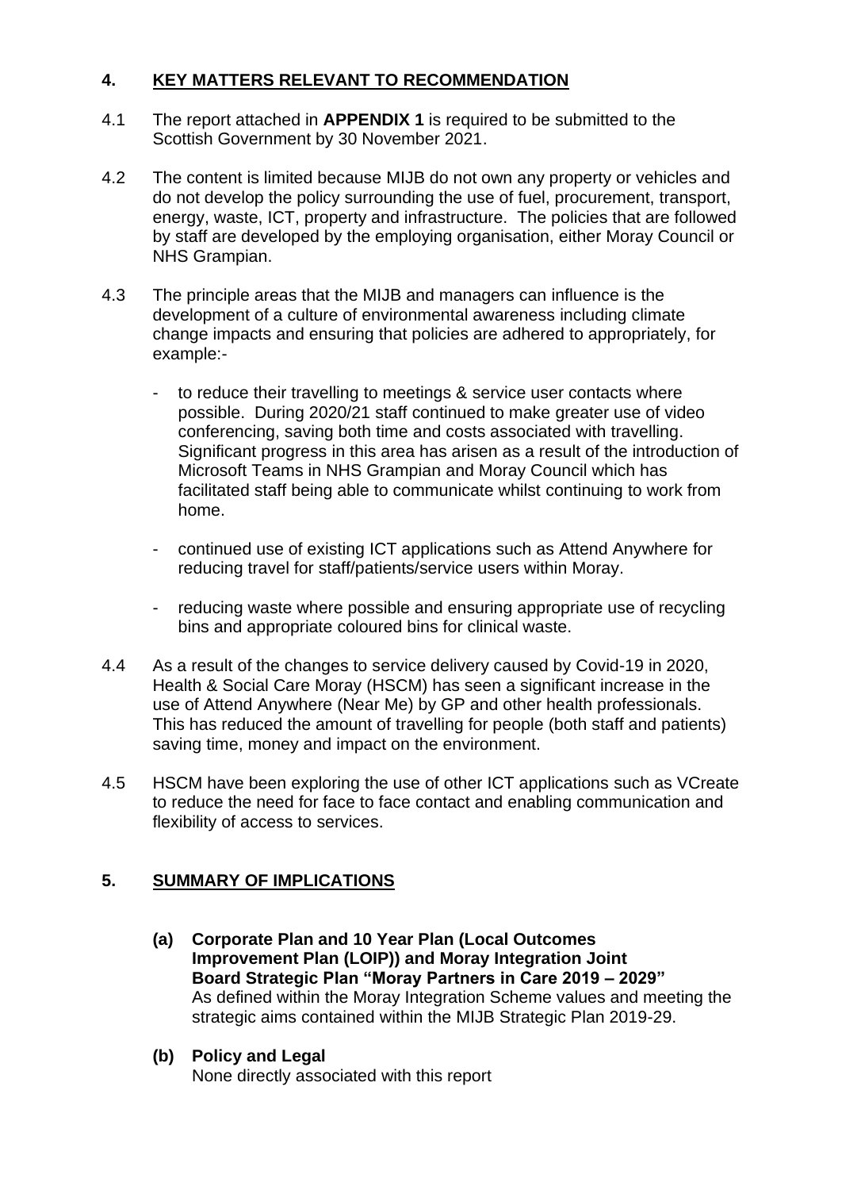## 4. KEY MATTERS RELEVANT TO RECOMMENDATION

4.1 The report attached in **APPENDIX 1** is required to be submitted to the Scottish Government by 30 November 2021.

4.2 The content is limited because MIJB do not own any property or vehicles and do not develop the policy surrounding the use of fuel, procurement, transport, energy, waste, ICT, property and infrastructure. The policies that are followed by staff are developed by the employing organisation, either Moray Council or NHS Grampian.

4.3 The principle areas that the MIJB and managers can influence is the development of a culture of environmental awareness including climate change impacts and ensuring that policies are adhered to appropriately, for example:-

- to reduce their travelling to meetings & service user contacts where possible. During 2020/21 staff continued to make greater use of video conferencing, saving both time and costs associated with travelling. Significant progress in this area has arisen as a result of the introduction of Microsoft Teams in NHS Grampian and Moray Council which has facilitated staff being able to communicate whilst continuing to work from home.
- continued use of existing ICT applications such as Attend Anywhere for reducing travel for staff/patients/service users within Moray.
- reducing waste where possible and ensuring appropriate use of recycling bins and appropriate coloured bins for clinical waste.

4.4 As a result of the changes to service delivery caused by Covid-19 in 2020, Health & Social Care Moray (HSCM) has seen a significant increase in the use of Attend Anywhere (Near Me) by GP and other health professionals. This has reduced the amount of travelling for people (both staff and patients) saving time, money and impact on the environment.

4.5 HSCM have been exploring the use of other ICT applications such as VCreate to reduce the need for face to face contact and enabling communication and flexibility of access to services.

## 5. SUMMARY OF IMPLICATIONS

**(a) Corporate Plan and 10 Year Plan (Local Outcomes Improvement Plan (LOIP)) and Moray Integration Joint Board Strategic Plan "Moray Partners in Care 2019 – 2029"**
As defined within the Moray Integration Scheme values and meeting the strategic aims contained within the MIJB Strategic Plan 2019-29.

**(b) Policy and Legal**
None directly associated with this report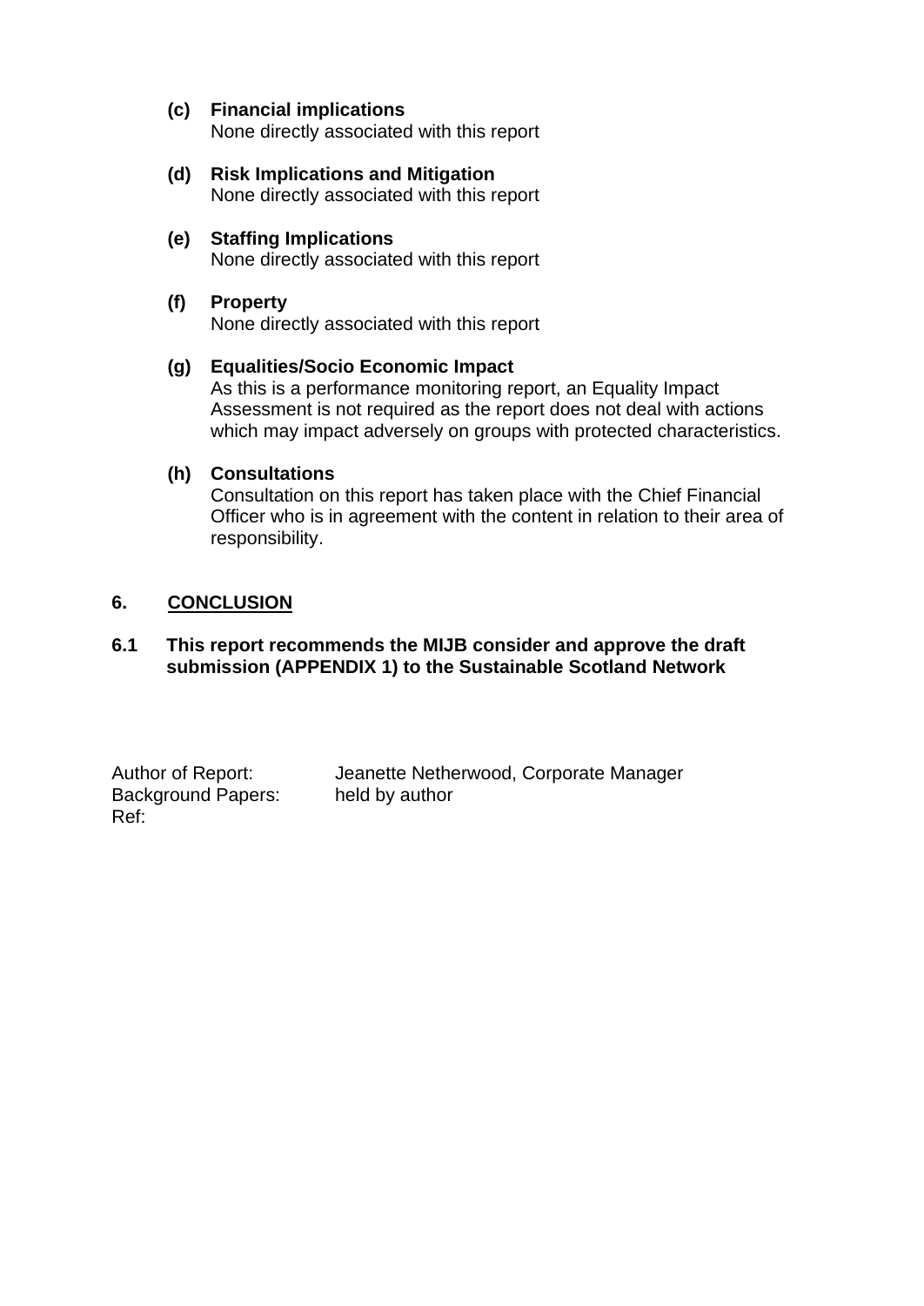**(c) Financial implications**
None directly associated with this report

**(d) Risk Implications and Mitigation**
None directly associated with this report

**(e) Staffing Implications**
None directly associated with this report

**(f) Property**
None directly associated with this report

**(g) Equalities/Socio Economic Impact**
As this is a performance monitoring report, an Equality Impact Assessment is not required as the report does not deal with actions which may impact adversely on groups with protected characteristics.

**(h) Consultations**
Consultation on this report has taken place with the Chief Financial Officer who is in agreement with the content in relation to their area of responsibility.

## 6. CONCLUSION

**6.1 This report recommends the MIJB consider and approve the draft submission (APPENDIX 1) to the Sustainable Scotland Network**

Author of Report: Jeanette Netherwood, Corporate Manager
Background Papers: held by author
Ref: